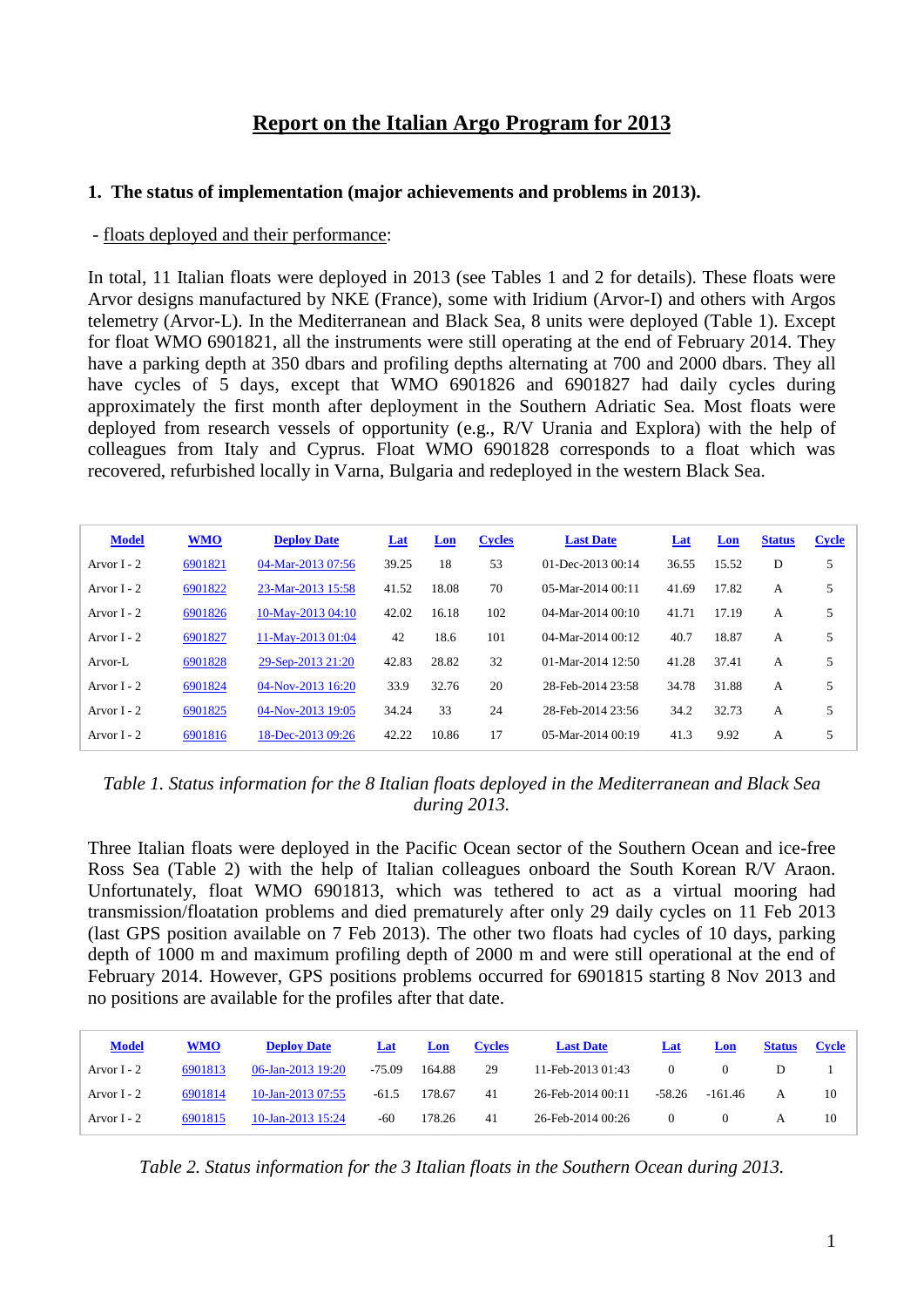# Report on the Italian Argo Program for 2013

## 1. The status of implementation (major achievements and problems in 2013).

- floats deployed and their performance:

In total, 11 Italian floats were deployed in 2013 (see Tables 1 and 2 for details). These floats were Arvor designs manufactured by NKE (France), some with Iridium (Arvor-I) and others with Argos telemetry (Arvor-L). In the Mediterranean and Black Sea, 8 units were deployed (Table 1). Except for float WMO 6901821, all the instruments were still operating at the end of February 2014. They have a parking depth at 350 dbars and profiling depths alternating at 700 and 2000 dbars. They all have cycles of 5 days, except that WMO 6901826 and 6901827 had daily cycles during approximately the first month after deployment in the Southern Adriatic Sea. Most floats were deployed from research vessels of opportunity (e.g., R/V Urania and Explora) with the help of colleagues from Italy and Cyprus. Float WMO 6901828 corresponds to a float which was recovered, refurbished locally in Varna, Bulgaria and redeployed in the western Black Sea.

| Model | WMO | Deploy Date | Lat | Lon | Cycles | Last Date | Lat | Lon | Status | Cycle |
|---|---|---|---|---|---|---|---|---|---|---|
| Arvor I - 2 | 6901821 | 04-Mar-2013 07:56 | 39.25 | 18 | 53 | 01-Dec-2013 00:14 | 36.55 | 15.52 | D | 5 |
| Arvor I - 2 | 6901822 | 23-Mar-2013 15:58 | 41.52 | 18.08 | 70 | 05-Mar-2014 00:11 | 41.69 | 17.82 | A | 5 |
| Arvor I - 2 | 6901826 | 10-May-2013 04:10 | 42.02 | 16.18 | 102 | 04-Mar-2014 00:10 | 41.71 | 17.19 | A | 5 |
| Arvor I - 2 | 6901827 | 11-May-2013 01:04 | 42 | 18.6 | 101 | 04-Mar-2014 00:12 | 40.7 | 18.87 | A | 5 |
| Arvor-L | 6901828 | 29-Sep-2013 21:20 | 42.83 | 28.82 | 32 | 01-Mar-2014 12:50 | 41.28 | 37.41 | A | 5 |
| Arvor I - 2 | 6901824 | 04-Nov-2013 16:20 | 33.9 | 32.76 | 20 | 28-Feb-2014 23:58 | 34.78 | 31.88 | A | 5 |
| Arvor I - 2 | 6901825 | 04-Nov-2013 19:05 | 34.24 | 33 | 24 | 28-Feb-2014 23:56 | 34.2 | 32.73 | A | 5 |
| Arvor I - 2 | 6901816 | 18-Dec-2013 09:26 | 42.22 | 10.86 | 17 | 05-Mar-2014 00:19 | 41.3 | 9.92 | A | 5 |

*Table 1. Status information for the 8 Italian floats deployed in the Mediterranean and Black Sea during 2013.*

Three Italian floats were deployed in the Pacific Ocean sector of the Southern Ocean and ice-free Ross Sea (Table 2) with the help of Italian colleagues onboard the South Korean R/V Araon. Unfortunately, float WMO 6901813, which was tethered to act as a virtual mooring had transmission/floatation problems and died prematurely after only 29 daily cycles on 11 Feb 2013 (last GPS position available on 7 Feb 2013). The other two floats had cycles of 10 days, parking depth of 1000 m and maximum profiling depth of 2000 m and were still operational at the end of February 2014. However, GPS positions problems occurred for 6901815 starting 8 Nov 2013 and no positions are available for the profiles after that date.

| Model | WMO | Deploy Date | Lat | Lon | Cycles | Last Date | Lat | Lon | Status | Cycle |
|---|---|---|---|---|---|---|---|---|---|---|
| Arvor I - 2 | 6901813 | 06-Jan-2013 19:20 | -75.09 | 164.88 | 29 | 11-Feb-2013 01:43 | 0 | 0 | D | 1 |
| Arvor I - 2 | 6901814 | 10-Jan-2013 07:55 | -61.5 | 178.67 | 41 | 26-Feb-2014 00:11 | -58.26 | -161.46 | A | 10 |
| Arvor I - 2 | 6901815 | 10-Jan-2013 15:24 | -60 | 178.26 | 41 | 26-Feb-2014 00:26 | 0 | 0 | A | 10 |

*Table 2. Status information for the 3 Italian floats in the Southern Ocean during 2013.*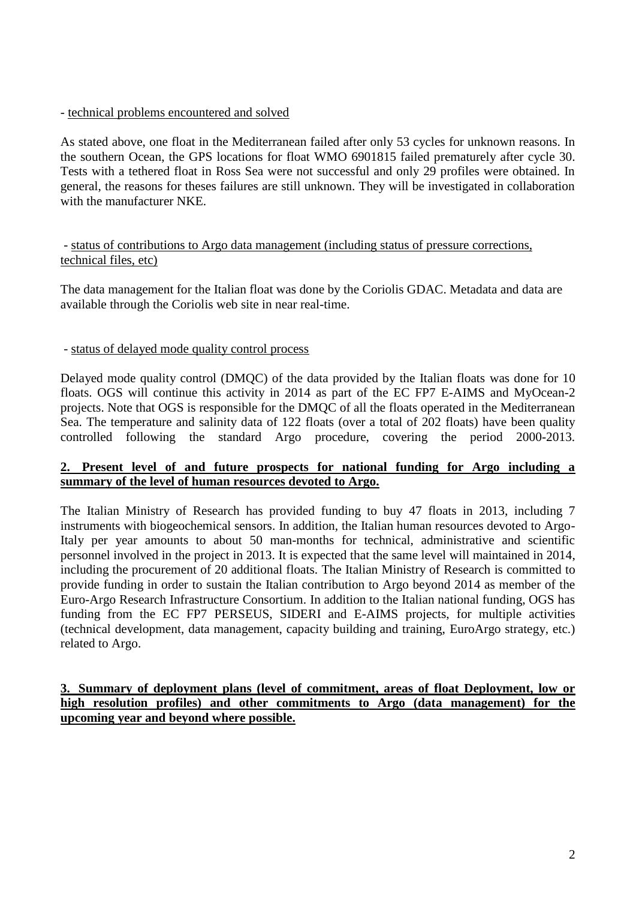- technical problems encountered and solved

As stated above, one float in the Mediterranean failed after only 53 cycles for unknown reasons. In the southern Ocean, the GPS locations for float WMO 6901815 failed prematurely after cycle 30. Tests with a tethered float in Ross Sea were not successful and only 29 profiles were obtained. In general, the reasons for theses failures are still unknown. They will be investigated in collaboration with the manufacturer NKE.

- status of contributions to Argo data management (including status of pressure corrections, technical files, etc)

The data management for the Italian float was done by the Coriolis GDAC. Metadata and data are available through the Coriolis web site in near real-time.

- status of delayed mode quality control process

Delayed mode quality control (DMQC) of the data provided by the Italian floats was done for 10 floats. OGS will continue this activity in 2014 as part of the EC FP7 E-AIMS and MyOcean-2 projects. Note that OGS is responsible for the DMQC of all the floats operated in the Mediterranean Sea. The temperature and salinity data of 122 floats (over a total of 202 floats) have been quality controlled following the standard Argo procedure, covering the period 2000-2013.

**2. Present level of and future prospects for national funding for Argo including a summary of the level of human resources devoted to Argo.**

The Italian Ministry of Research has provided funding to buy 47 floats in 2013, including 7 instruments with biogeochemical sensors. In addition, the Italian human resources devoted to Argo-Italy per year amounts to about 50 man-months for technical, administrative and scientific personnel involved in the project in 2013. It is expected that the same level will maintained in 2014, including the procurement of 20 additional floats. The Italian Ministry of Research is committed to provide funding in order to sustain the Italian contribution to Argo beyond 2014 as member of the Euro-Argo Research Infrastructure Consortium. In addition to the Italian national funding, OGS has funding from the EC FP7 PERSEUS, SIDERI and E-AIMS projects, for multiple activities (technical development, data management, capacity building and training, EuroArgo strategy, etc.) related to Argo.

**3. Summary of deployment plans (level of commitment, areas of float Deployment, low or high resolution profiles) and other commitments to Argo (data management) for the upcoming year and beyond where possible.**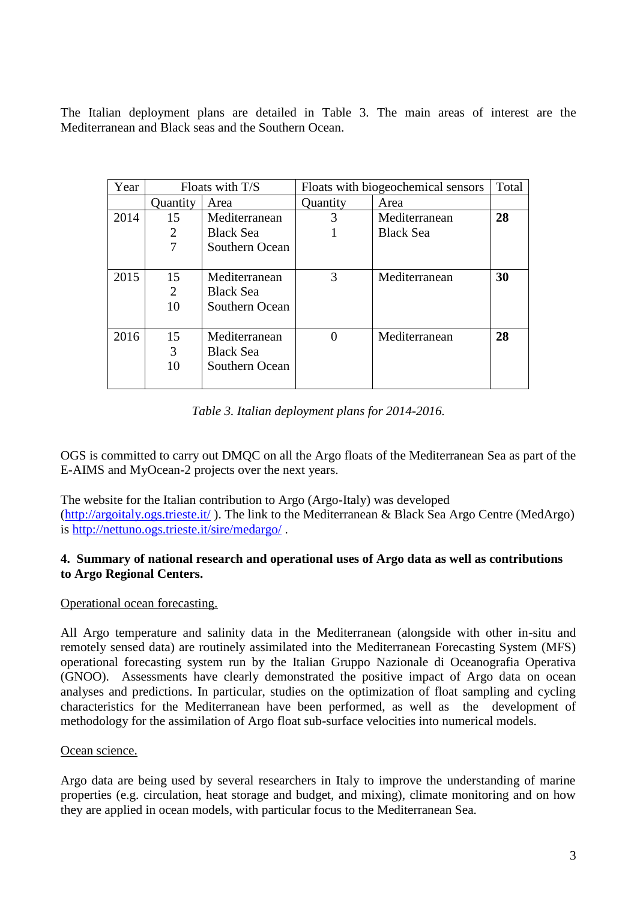The Italian deployment plans are detailed in Table 3. The main areas of interest are the Mediterranean and Black seas and the Southern Ocean.

| Year | Floats with T/S | | Floats with biogeochemical sensors | | Total |
|---|---|---|---|---|---|
| | Quantity | Area | Quantity | Area | |
| 2014 | 15<br>2<br>7 | Mediterranean<br>Black Sea<br>Southern Ocean | 3<br>1 | Mediterranean<br>Black Sea | **28** |
| 2015 | 15<br>2<br>10 | Mediterranean<br>Black Sea<br>Southern Ocean | 3 | Mediterranean | **30** |
| 2016 | 15<br>3<br>10 | Mediterranean<br>Black Sea<br>Southern Ocean | 0 | Mediterranean | **28** |

*Table 3. Italian deployment plans for 2014-2016.*

OGS is committed to carry out DMQC on all the Argo floats of the Mediterranean Sea as part of the E-AIMS and MyOcean-2 projects over the next years.

The website for the Italian contribution to Argo (Argo-Italy) was developed (http://argoitaly.ogs.trieste.it/ ). The link to the Mediterranean & Black Sea Argo Centre (MedArgo) is http://nettuno.ogs.trieste.it/sire/medargo/ .

**4. Summary of national research and operational uses of Argo data as well as contributions to Argo Regional Centers.**

Operational ocean forecasting.

All Argo temperature and salinity data in the Mediterranean (alongside with other in-situ and remotely sensed data) are routinely assimilated into the Mediterranean Forecasting System (MFS) operational forecasting system run by the Italian Gruppo Nazionale di Oceanografia Operativa (GNOO). Assessments have clearly demonstrated the positive impact of Argo data on ocean analyses and predictions. In particular, studies on the optimization of float sampling and cycling characteristics for the Mediterranean have been performed, as well as the development of methodology for the assimilation of Argo float sub-surface velocities into numerical models.

Ocean science.

Argo data are being used by several researchers in Italy to improve the understanding of marine properties (e.g. circulation, heat storage and budget, and mixing), climate monitoring and on how they are applied in ocean models, with particular focus to the Mediterranean Sea.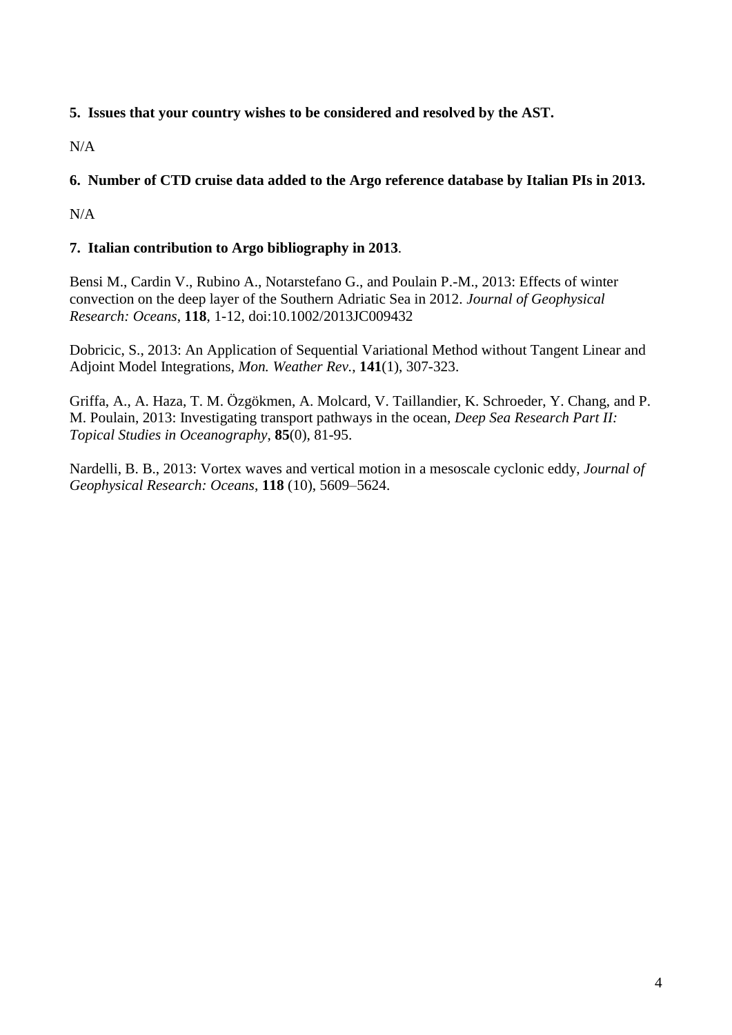## 5. Issues that your country wishes to be considered and resolved by the AST.

N/A

## 6. Number of CTD cruise data added to the Argo reference database by Italian PIs in 2013.

N/A

## 7. Italian contribution to Argo bibliography in 2013.

Bensi M., Cardin V., Rubino A., Notarstefano G., and Poulain P.-M., 2013: Effects of winter convection on the deep layer of the Southern Adriatic Sea in 2012. *Journal of Geophysical Research: Oceans*, **118**, 1-12, doi:10.1002/2013JC009432

Dobricic, S., 2013: An Application of Sequential Variational Method without Tangent Linear and Adjoint Model Integrations, *Mon. Weather Rev.*, **141**(1), 307-323.

Griffa, A., A. Haza, T. M. Özgökmen, A. Molcard, V. Taillandier, K. Schroeder, Y. Chang, and P. M. Poulain, 2013: Investigating transport pathways in the ocean, *Deep Sea Research Part II: Topical Studies in Oceanography*, **85**(0), 81-95.

Nardelli, B. B., 2013: Vortex waves and vertical motion in a mesoscale cyclonic eddy, *Journal of Geophysical Research: Oceans*, **118** (10), 5609–5624.